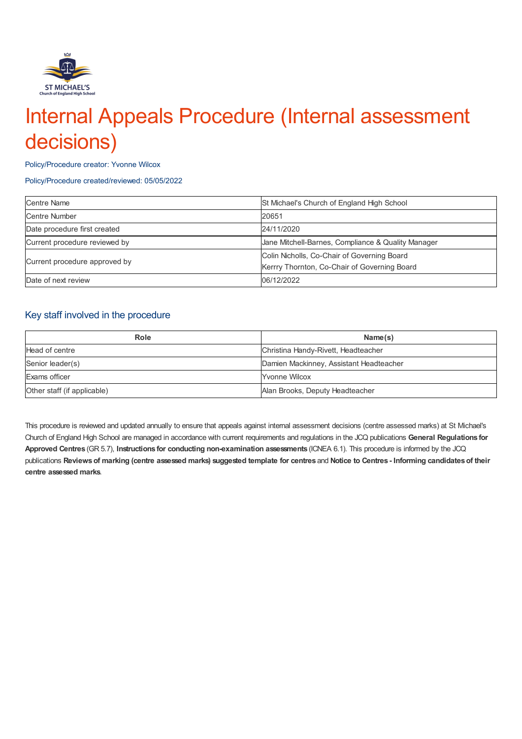# Internal Appeals Procedure (Internal assessment decisions)

Policy/Procedure creator: Yvonne Wilcox

Policy/Procedure created/reviewed: 05/05/2022

| Centre Name | St Michael's Church of England High School |
|---|---|
| Centre Number | 20651 |
| Date procedure first created | 24/11/2020 |
| Current procedure reviewed by | Jane Mitchell-Barnes, Compliance & Quality Manager |
| Current procedure approved by | Colin Nicholls, Co-Chair of Governing Board<br>Kerrry Thornton, Co-Chair of Governing Board |
| Date of next review | 06/12/2022 |

## Key staff involved in the procedure

| Role | Name(s) |
|---|---|
| Head of centre | Christina Handy-Rivett, Headteacher |
| Senior leader(s) | Damien Mackinney, Assistant Headteacher |
| Exams officer | Yvonne Wilcox |
| Other staff (if applicable) | Alan Brooks, Deputy Headteacher |

This procedure is reviewed and updated annually to ensure that appeals against internal assessment decisions (centre assessed marks) at St Michael's Church of England High School are managed in accordance with current requirements and regulations in the JCQ publications **General Regulations for Approved Centres** (GR 5.7), **Instructions for conducting non-examination assessments** (ICNEA 6.1). This procedure is informed by the JCQ publications **Reviews of marking (centre assessed marks) suggested template for centres** and **Notice to Centres - Informing candidates of their centre assessed marks**.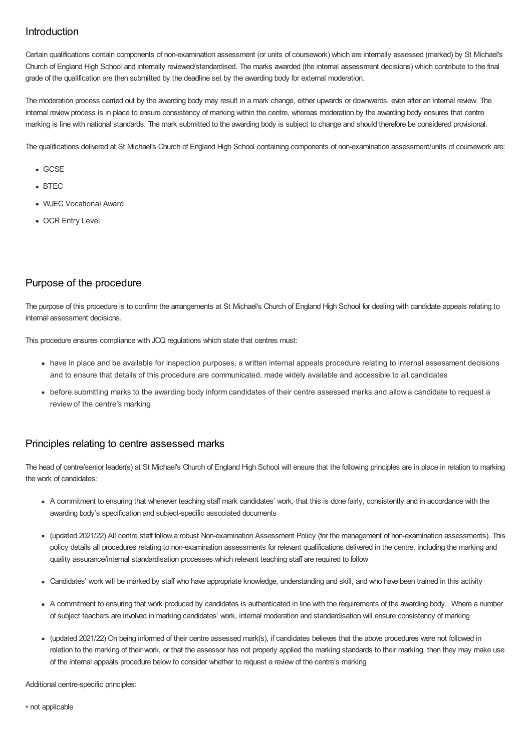## Introduction

Certain qualifications contain components of non-examination assessment (or units of coursework) which are internally assessed (marked) by St Michael's Church of England High School and internally reviewed/standardised. The marks awarded (the internal assessment decisions) which contribute to the final grade of the qualification are then submitted by the deadline set by the awarding body for external moderation.

The moderation process carried out by the awarding body may result in a mark change, either upwards or downwards, even after an internal review. The internal review process is in place to ensure consistency of marking within the centre, whereas moderation by the awarding body ensures that centre marking is line with national standards. The mark submitted to the awarding body is subject to change and should therefore be considered provisional.

The qualifications delivered at St Michael's Church of England High School containing components of non-examination assessment/units of coursework are:

- GCSE
- BTEC
- WJEC Vocational Award
- OCR Entry Level

## Purpose of the procedure

The purpose of this procedure is to confirm the arrangements at St Michael's Church of England High School for dealing with candidate appeals relating to internal assessment decisions.

This procedure ensures compliance with JCQ regulations which state that centres must:

- have in place and be available for inspection purposes, a written internal appeals procedure relating to internal assessment decisions and to ensure that details of this procedure are communicated, made widely available and accessible to all candidates
- before submitting marks to the awarding body inform candidates of their centre assessed marks and allow a candidate to request a review of the centre's marking

## Principles relating to centre assessed marks

The head of centre/senior leader(s) at St Michael's Church of England High School will ensure that the following principles are in place in relation to marking the work of candidates:

- A commitment to ensuring that whenever teaching staff mark candidates' work, that this is done fairly, consistently and in accordance with the awarding body's specification and subject-specific associated documents
- (updated 2021/22) All centre staff follow a robust Non-examination Assessment Policy (for the management of non-examination assessments). This policy details all procedures relating to non-examination assessments for relevant qualifications delivered in the centre, including the marking and quality assurance/internal standardisation processes which relevant teaching staff are required to follow
- Candidates' work will be marked by staff who have appropriate knowledge, understanding and skill, and who have been trained in this activity
- A commitment to ensuring that work produced by candidates is authenticated in line with the requirements of the awarding body. Where a number of subject teachers are involved in marking candidates' work, internal moderation and standardisation will ensure consistency of marking
- (updated 2021/22) On being informed of their centre assessed mark(s), if candidates believes that the above procedures were not followed in relation to the marking of their work, or that the assessor has not properly applied the marking standards to their marking, then they may make use of the internal appeals procedure below to consider whether to request a review of the centre's marking

Additional centre-specific principles:

• not applicable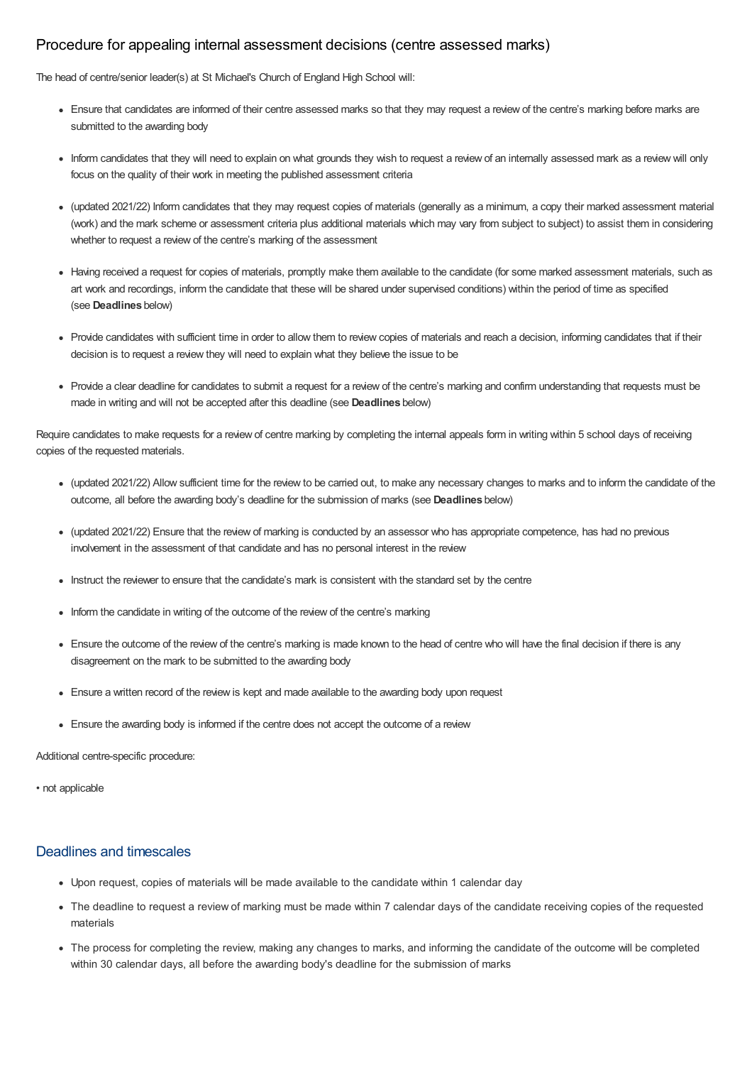## Procedure for appealing internal assessment decisions (centre assessed marks)

The head of centre/senior leader(s) at St Michael's Church of England High School will:

- Ensure that candidates are informed of their centre assessed marks so that they may request a review of the centre's marking before marks are submitted to the awarding body
- Inform candidates that they will need to explain on what grounds they wish to request a review of an internally assessed mark as a review will only focus on the quality of their work in meeting the published assessment criteria
- (updated 2021/22) Inform candidates that they may request copies of materials (generally as a minimum, a copy their marked assessment material (work) and the mark scheme or assessment criteria plus additional materials which may vary from subject to subject) to assist them in considering whether to request a review of the centre's marking of the assessment
- Having received a request for copies of materials, promptly make them available to the candidate (for some marked assessment materials, such as art work and recordings, inform the candidate that these will be shared under supervised conditions) within the period of time as specified (see **Deadlines** below)
- Provide candidates with sufficient time in order to allow them to review copies of materials and reach a decision, informing candidates that if their decision is to request a review they will need to explain what they believe the issue to be
- Provide a clear deadline for candidates to submit a request for a review of the centre's marking and confirm understanding that requests must be made in writing and will not be accepted after this deadline (see **Deadlines** below)

Require candidates to make requests for a review of centre marking by completing the internal appeals form in writing within 5 school days of receiving copies of the requested materials.

- (updated 2021/22) Allow sufficient time for the review to be carried out, to make any necessary changes to marks and to inform the candidate of the outcome, all before the awarding body's deadline for the submission of marks (see **Deadlines** below)
- (updated 2021/22) Ensure that the review of marking is conducted by an assessor who has appropriate competence, has had no previous involvement in the assessment of that candidate and has no personal interest in the review
- Instruct the reviewer to ensure that the candidate's mark is consistent with the standard set by the centre
- Inform the candidate in writing of the outcome of the review of the centre's marking
- Ensure the outcome of the review of the centre's marking is made known to the head of centre who will have the final decision if there is any disagreement on the mark to be submitted to the awarding body
- Ensure a written record of the review is kept and made available to the awarding body upon request
- Ensure the awarding body is informed if the centre does not accept the outcome of a review

Additional centre-specific procedure:

• not applicable

## Deadlines and timescales

- Upon request, copies of materials will be made available to the candidate within 1 calendar day
- The deadline to request a review of marking must be made within 7 calendar days of the candidate receiving copies of the requested materials
- The process for completing the review, making any changes to marks, and informing the candidate of the outcome will be completed within 30 calendar days, all before the awarding body's deadline for the submission of marks